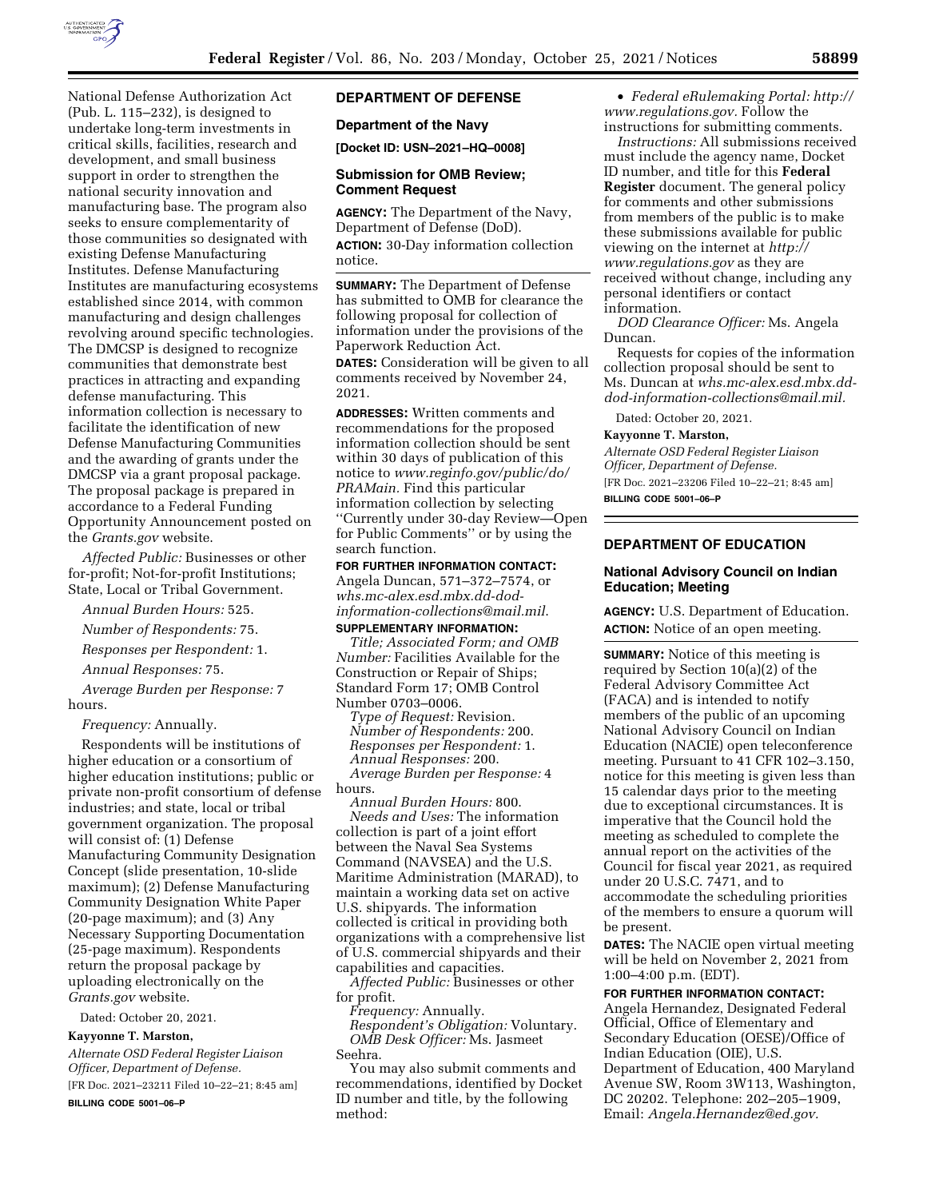National Defense Authorization Act (Pub. L. 115–232), is designed to undertake long-term investments in critical skills, facilities, research and development, and small business support in order to strengthen the national security innovation and manufacturing base. The program also seeks to ensure complementarity of those communities so designated with existing Defense Manufacturing Institutes. Defense Manufacturing Institutes are manufacturing ecosystems established since 2014, with common manufacturing and design challenges revolving around specific technologies. The DMCSP is designed to recognize communities that demonstrate best practices in attracting and expanding defense manufacturing. This information collection is necessary to facilitate the identification of new Defense Manufacturing Communities and the awarding of grants under the DMCSP via a grant proposal package. The proposal package is prepared in accordance to a Federal Funding Opportunity Announcement posted on the *Grants.gov* website.

*Affected Public:* Businesses or other for-profit; Not-for-profit Institutions; State, Local or Tribal Government.

*Annual Burden Hours:* 525.

*Number of Respondents:* 75.

*Responses per Respondent:* 1.

*Annual Responses:* 75.

*Average Burden per Response:* 7 hours.

*Frequency:* Annually.

Respondents will be institutions of higher education or a consortium of higher education institutions; public or private non-profit consortium of defense industries; and state, local or tribal government organization. The proposal will consist of: (1) Defense Manufacturing Community Designation Concept (slide presentation, 10-slide maximum); (2) Defense Manufacturing Community Designation White Paper (20-page maximum); and (3) Any Necessary Supporting Documentation (25-page maximum). Respondents return the proposal package by uploading electronically on the *Grants.gov* website.

Dated: October 20, 2021.

**Kayyonne T. Marston,**

*Alternate OSD Federal Register Liaison Officer, Department of Defense.*

[FR Doc. 2021–23211 Filed 10–22–21; 8:45 am]

**BILLING CODE 5001–06–P**

## DEPARTMENT OF DEFENSE

### Department of the Navy

**[Docket ID: USN–2021–HQ–0008]**

### Submission for OMB Review; Comment Request

**AGENCY:** The Department of the Navy, Department of Defense (DoD).

**ACTION:** 30-Day information collection notice.

**SUMMARY:** The Department of Defense has submitted to OMB for clearance the following proposal for collection of information under the provisions of the Paperwork Reduction Act.

**DATES:** Consideration will be given to all comments received by November 24, 2021.

**ADDRESSES:** Written comments and recommendations for the proposed information collection should be sent within 30 days of publication of this notice to *www.reginfo.gov/public/do/PRAMain.* Find this particular information collection by selecting ''Currently under 30-day Review—Open for Public Comments'' or by using the search function.

**FOR FURTHER INFORMATION CONTACT:** Angela Duncan, 571–372–7574, or *whs.mc-alex.esd.mbx.dd-dod-information-collections@mail.mil.*

**SUPPLEMENTARY INFORMATION:**

*Title; Associated Form; and OMB Number:* Facilities Available for the Construction or Repair of Ships; Standard Form 17; OMB Control Number 0703–0006.

*Type of Request:* Revision.

*Number of Respondents:* 200.

*Responses per Respondent:* 1.

*Annual Responses:* 200.

*Average Burden per Response:* 4 hours.

*Annual Burden Hours:* 800.

*Needs and Uses:* The information collection is part of a joint effort between the Naval Sea Systems Command (NAVSEA) and the U.S. Maritime Administration (MARAD), to maintain a working data set on active U.S. shipyards. The information collected is critical in providing both organizations with a comprehensive list of U.S. commercial shipyards and their capabilities and capacities.

*Affected Public:* Businesses or other for profit.

*Frequency:* Annually.

*Respondent's Obligation:* Voluntary.

*OMB Desk Officer:* Ms. Jasmeet Seehra.

You may also submit comments and recommendations, identified by Docket ID number and title, by the following method:

- *Federal eRulemaking Portal: http://www.regulations.gov.* Follow the instructions for submitting comments.

*Instructions:* All submissions received must include the agency name, Docket ID number, and title for this **Federal Register** document. The general policy for comments and other submissions from members of the public is to make these submissions available for public viewing on the internet at *http://www.regulations.gov* as they are received without change, including any personal identifiers or contact information.

*DOD Clearance Officer:* Ms. Angela Duncan.

Requests for copies of the information collection proposal should be sent to Ms. Duncan at *whs.mc-alex.esd.mbx.dd-dod-information-collections@mail.mil.*

Dated: October 20, 2021.

**Kayyonne T. Marston,**

*Alternate OSD Federal Register Liaison Officer, Department of Defense.*

[FR Doc. 2021–23206 Filed 10–22–21; 8:45 am]

**BILLING CODE 5001–06–P**

## DEPARTMENT OF EDUCATION

### National Advisory Council on Indian Education; Meeting

**AGENCY:** U.S. Department of Education.

**ACTION:** Notice of an open meeting.

**SUMMARY:** Notice of this meeting is required by Section 10(a)(2) of the Federal Advisory Committee Act (FACA) and is intended to notify members of the public of an upcoming National Advisory Council on Indian Education (NACIE) open teleconference meeting. Pursuant to 41 CFR 102–3.150, notice for this meeting is given less than 15 calendar days prior to the meeting due to exceptional circumstances. It is imperative that the Council hold the meeting as scheduled to complete the annual report on the activities of the Council for fiscal year 2021, as required under 20 U.S.C. 7471, and to accommodate the scheduling priorities of the members to ensure a quorum will be present.

**DATES:** The NACIE open virtual meeting will be held on November 2, 2021 from 1:00–4:00 p.m. (EDT).

**FOR FURTHER INFORMATION CONTACT:** Angela Hernandez, Designated Federal Official, Office of Elementary and Secondary Education (OESE)/Office of Indian Education (OIE), U.S. Department of Education, 400 Maryland Avenue SW, Room 3W113, Washington, DC 20202. Telephone: 202–205–1909, Email: *Angela.Hernandez@ed.gov.*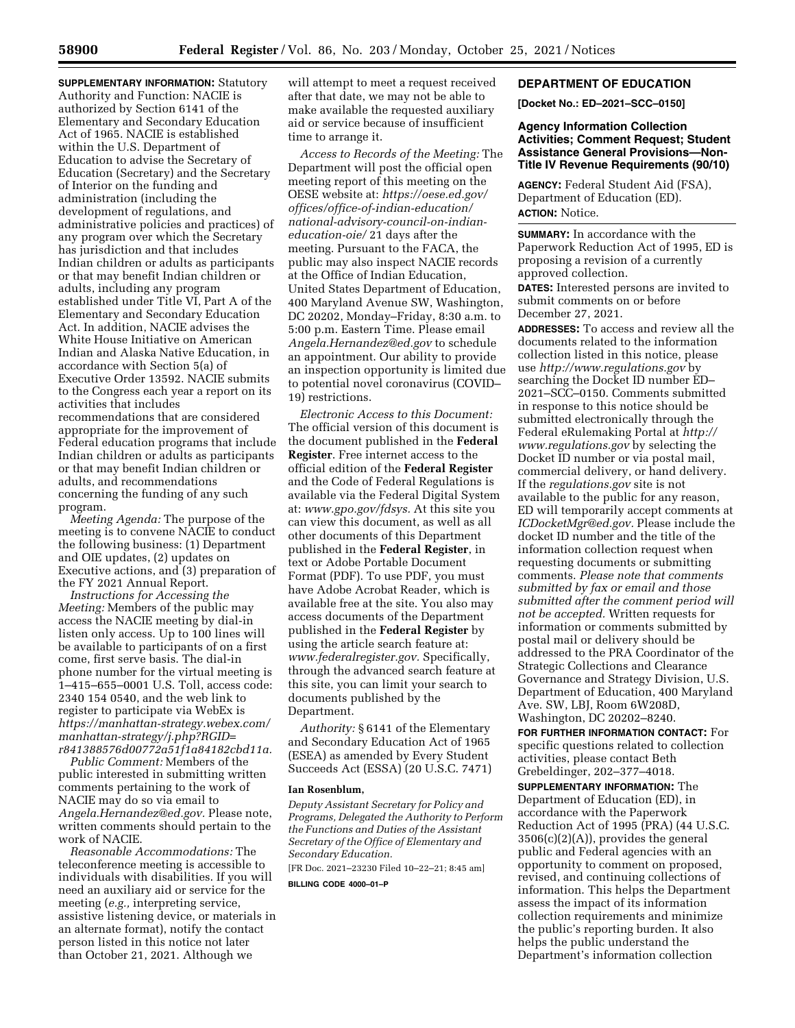**SUPPLEMENTARY INFORMATION:** Statutory Authority and Function: NACIE is authorized by Section 6141 of the Elementary and Secondary Education Act of 1965. NACIE is established within the U.S. Department of Education to advise the Secretary of Education (Secretary) and the Secretary of Interior on the funding and administration (including the development of regulations, and administrative policies and practices) of any program over which the Secretary has jurisdiction and that includes Indian children or adults as participants or that may benefit Indian children or adults, including any program established under Title VI, Part A of the Elementary and Secondary Education Act. In addition, NACIE advises the White House Initiative on American Indian and Alaska Native Education, in accordance with Section 5(a) of Executive Order 13592. NACIE submits to the Congress each year a report on its activities that includes recommendations that are considered appropriate for the improvement of Federal education programs that include Indian children or adults as participants or that may benefit Indian children or adults, and recommendations concerning the funding of any such program.

*Meeting Agenda:* The purpose of the meeting is to convene NACIE to conduct the following business: (1) Department and OIE updates, (2) updates on Executive actions, and (3) preparation of the FY 2021 Annual Report.

*Instructions for Accessing the Meeting:* Members of the public may access the NACIE meeting by dial-in listen only access. Up to 100 lines will be available to participants of on a first come, first serve basis. The dial-in phone number for the virtual meeting is 1–415–655–0001 U.S. Toll, access code: 2340 154 0540, and the web link to register to participate via WebEx is *https://manhattan-strategy.webex.com/manhattan-strategy/j.php?RGID=r841388576d00772a51f1a84182cbd11a.*

*Public Comment:* Members of the public interested in submitting written comments pertaining to the work of NACIE may do so via email to *Angela.Hernandez@ed.gov.* Please note, written comments should pertain to the work of NACIE.

*Reasonable Accommodations:* The teleconference meeting is accessible to individuals with disabilities. If you will need an auxiliary aid or service for the meeting (*e.g.,* interpreting service, assistive listening device, or materials in an alternate format), notify the contact person listed in this notice not later than October 21, 2021. Although we will attempt to meet a request received after that date, we may not be able to make available the requested auxiliary aid or service because of insufficient time to arrange it.

*Access to Records of the Meeting:* The Department will post the official open meeting report of this meeting on the OESE website at: *https://oese.ed.gov/offices/office-of-indian-education/national-advisory-council-on-indian-education-oie/* 21 days after the meeting. Pursuant to the FACA, the public may also inspect NACIE records at the Office of Indian Education, United States Department of Education, 400 Maryland Avenue SW, Washington, DC 20202, Monday–Friday, 8:30 a.m. to 5:00 p.m. Eastern Time. Please email *Angela.Hernandez@ed.gov* to schedule an appointment. Our ability to provide an inspection opportunity is limited due to potential novel coronavirus (COVID–19) restrictions.

*Electronic Access to this Document:* The official version of this document is the document published in the **Federal Register**. Free internet access to the official edition of the **Federal Register** and the Code of Federal Regulations is available via the Federal Digital System at: *www.gpo.gov/fdsys.* At this site you can view this document, as well as all other documents of this Department published in the **Federal Register**, in text or Adobe Portable Document Format (PDF). To use PDF, you must have Adobe Acrobat Reader, which is available free at the site. You also may access documents of the Department published in the **Federal Register** by using the article search feature at: *www.federalregister.gov.* Specifically, through the advanced search feature at this site, you can limit your search to documents published by the Department.

*Authority:* § 6141 of the Elementary and Secondary Education Act of 1965 (ESEA) as amended by Every Student Succeeds Act (ESSA) (20 U.S.C. 7471)

**Ian Rosenblum,**

*Deputy Assistant Secretary for Policy and Programs, Delegated the Authority to Perform the Functions and Duties of the Assistant Secretary of the Office of Elementary and Secondary Education.*

[FR Doc. 2021–23230 Filed 10–22–21; 8:45 am]

**BILLING CODE 4000–01–P**

## DEPARTMENT OF EDUCATION

**[Docket No.: ED–2021–SCC–0150]**

### Agency Information Collection Activities; Comment Request; Student Assistance General Provisions—Non-Title IV Revenue Requirements (90/10)

**AGENCY:** Federal Student Aid (FSA), Department of Education (ED).

**ACTION:** Notice.

**SUMMARY:** In accordance with the Paperwork Reduction Act of 1995, ED is proposing a revision of a currently approved collection.

**DATES:** Interested persons are invited to submit comments on or before December 27, 2021.

**ADDRESSES:** To access and review all the documents related to the information collection listed in this notice, please use *http://www.regulations.gov* by searching the Docket ID number ED–2021–SCC–0150. Comments submitted in response to this notice should be submitted electronically through the Federal eRulemaking Portal at *http://www.regulations.gov* by selecting the Docket ID number or via postal mail, commercial delivery, or hand delivery. If the *regulations.gov* site is not available to the public for any reason, ED will temporarily accept comments at *ICDocketMgr@ed.gov.* Please include the docket ID number and the title of the information collection request when requesting documents or submitting comments. *Please note that comments submitted by fax or email and those submitted after the comment period will not be accepted.* Written requests for information or comments submitted by postal mail or delivery should be addressed to the PRA Coordinator of the Strategic Collections and Clearance Governance and Strategy Division, U.S. Department of Education, 400 Maryland Ave. SW, LBJ, Room 6W208D, Washington, DC 20202–8240.

**FOR FURTHER INFORMATION CONTACT:** For specific questions related to collection activities, please contact Beth Grebeldinger, 202–377–4018.

**SUPPLEMENTARY INFORMATION:** The Department of Education (ED), in accordance with the Paperwork Reduction Act of 1995 (PRA) (44 U.S.C. 3506(c)(2)(A)), provides the general public and Federal agencies with an opportunity to comment on proposed, revised, and continuing collections of information. This helps the Department assess the impact of its information collection requirements and minimize the public's reporting burden. It also helps the public understand the Department's information collection